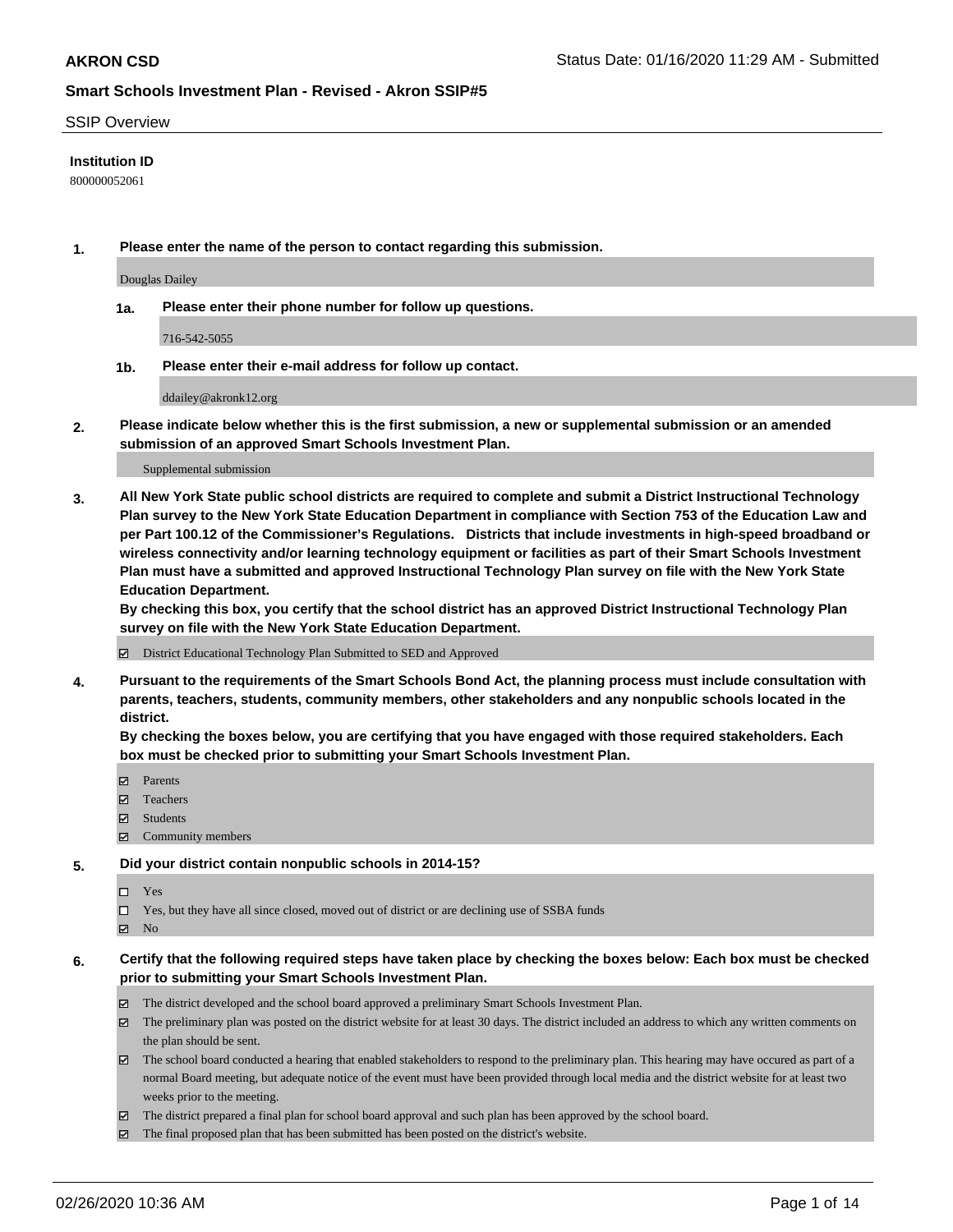# AKRON CSD

Status Date: 01/16/2020 11:29 AM - Submitted

## Smart Schools Investment Plan - Revised - Akron SSIP#5

SSIP Overview

**Institution ID**

800000052061

**1. Please enter the name of the person to contact regarding this submission.**

Douglas Dailey

**1a. Please enter their phone number for follow up questions.**

716-542-5055

**1b. Please enter their e-mail address for follow up contact.**

ddailey@akronk12.org

**2. Please indicate below whether this is the first submission, a new or supplemental submission or an amended submission of an approved Smart Schools Investment Plan.**

Supplemental submission

**3. All New York State public school districts are required to complete and submit a District Instructional Technology Plan survey to the New York State Education Department in compliance with Section 753 of the Education Law and per Part 100.12 of the Commissioner's Regulations. Districts that include investments in high-speed broadband or wireless connectivity and/or learning technology equipment or facilities as part of their Smart Schools Investment Plan must have a submitted and approved Instructional Technology Plan survey on file with the New York State Education Department.**
**By checking this box, you certify that the school district has an approved District Instructional Technology Plan survey on file with the New York State Education Department.**

- ☑ District Educational Technology Plan Submitted to SED and Approved

**4. Pursuant to the requirements of the Smart Schools Bond Act, the planning process must include consultation with parents, teachers, students, community members, other stakeholders and any nonpublic schools located in the district.**
**By checking the boxes below, you are certifying that you have engaged with those required stakeholders. Each box must be checked prior to submitting your Smart Schools Investment Plan.**

- ☑ Parents
- ☑ Teachers
- ☑ Students
- ☑ Community members

**5. Did your district contain nonpublic schools in 2014-15?**

- ☐ Yes
- ☐ Yes, but they have all since closed, moved out of district or are declining use of SSBA funds
- ☑ No

**6. Certify that the following required steps have taken place by checking the boxes below: Each box must be checked prior to submitting your Smart Schools Investment Plan.**

- ☑ The district developed and the school board approved a preliminary Smart Schools Investment Plan.
- ☑ The preliminary plan was posted on the district website for at least 30 days. The district included an address to which any written comments on the plan should be sent.
- ☑ The school board conducted a hearing that enabled stakeholders to respond to the preliminary plan. This hearing may have occured as part of a normal Board meeting, but adequate notice of the event must have been provided through local media and the district website for at least two weeks prior to the meeting.
- ☑ The district prepared a final plan for school board approval and such plan has been approved by the school board.
- ☑ The final proposed plan that has been submitted has been posted on the district's website.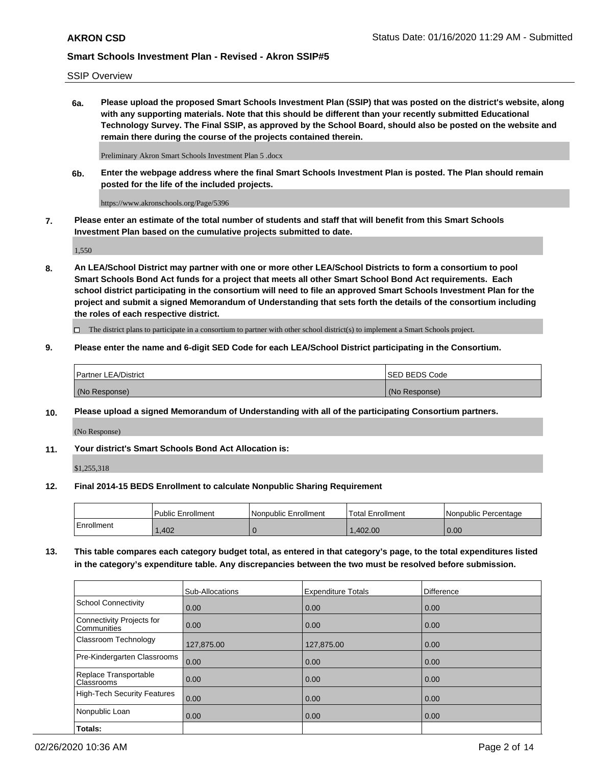## SSIP Overview

**6a. Please upload the proposed Smart Schools Investment Plan (SSIP) that was posted on the district's website, along with any supporting materials. Note that this should be different than your recently submitted Educational Technology Survey. The Final SSIP, as approved by the School Board, should also be posted on the website and remain there during the course of the projects contained therein.**

Preliminary Akron Smart Schools Investment Plan 5 .docx

**6b. Enter the webpage address where the final Smart Schools Investment Plan is posted. The Plan should remain posted for the life of the included projects.**

https://www.akronschools.org/Page/5396

**7. Please enter an estimate of the total number of students and staff that will benefit from this Smart Schools Investment Plan based on the cumulative projects submitted to date.**

1,550

**8. An LEA/School District may partner with one or more other LEA/School Districts to form a consortium to pool Smart Schools Bond Act funds for a project that meets all other Smart School Bond Act requirements. Each school district participating in the consortium will need to file an approved Smart Schools Investment Plan for the project and submit a signed Memorandum of Understanding that sets forth the details of the consortium including the roles of each respective district.**

☐ The district plans to participate in a consortium to partner with other school district(s) to implement a Smart Schools project.

**9. Please enter the name and 6-digit SED Code for each LEA/School District participating in the Consortium.**

| Partner LEA/District | SED BEDS Code |
|---|---|
| (No Response) | (No Response) |

**10. Please upload a signed Memorandum of Understanding with all of the participating Consortium partners.**

(No Response)

**11. Your district's Smart Schools Bond Act Allocation is:**

$1,255,318

**12. Final 2014-15 BEDS Enrollment to calculate Nonpublic Sharing Requirement**

| | Public Enrollment | Nonpublic Enrollment | Total Enrollment | Nonpublic Percentage |
|---|---|---|---|---|
| Enrollment | 1,402 | 0 | 1,402.00 | 0.00 |

**13. This table compares each category budget total, as entered in that category's page, to the total expenditures listed in the category's expenditure table. Any discrepancies between the two must be resolved before submission.**

| | Sub-Allocations | Expenditure Totals | Difference |
|---|---|---|---|
| School Connectivity | 0.00 | 0.00 | 0.00 |
| Connectivity Projects for Communities | 0.00 | 0.00 | 0.00 |
| Classroom Technology | 127,875.00 | 127,875.00 | 0.00 |
| Pre-Kindergarten Classrooms | 0.00 | 0.00 | 0.00 |
| Replace Transportable Classrooms | 0.00 | 0.00 | 0.00 |
| High-Tech Security Features | 0.00 | 0.00 | 0.00 |
| Nonpublic Loan | 0.00 | 0.00 | 0.00 |
| **Totals:** | | | |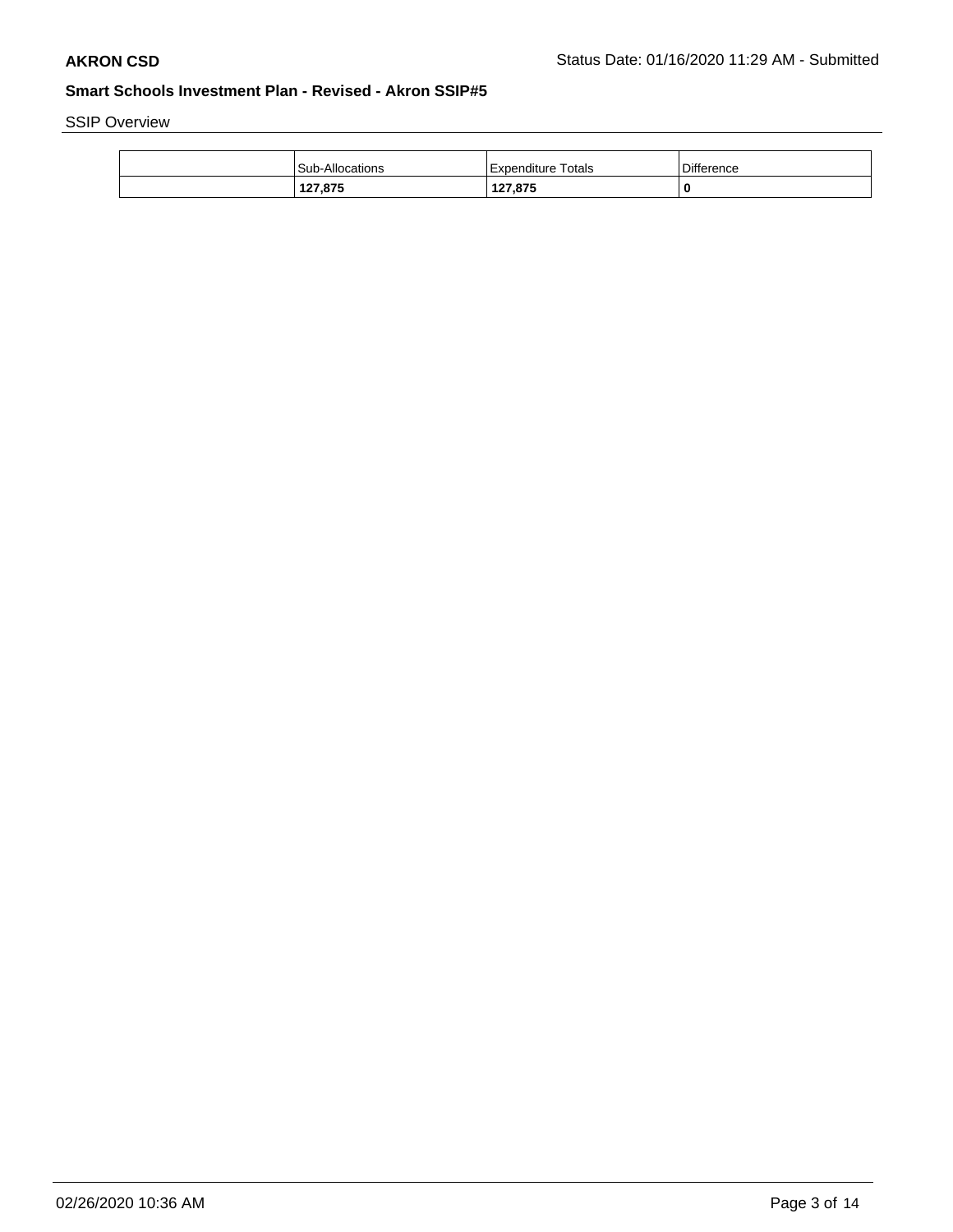## Smart Schools Investment Plan - Revised - Akron SSIP#5

SSIP Overview

| | Sub-Allocations | Expenditure Totals | Difference |
|---|---|---|---|
| | **127,875** | **127,875** | **0** |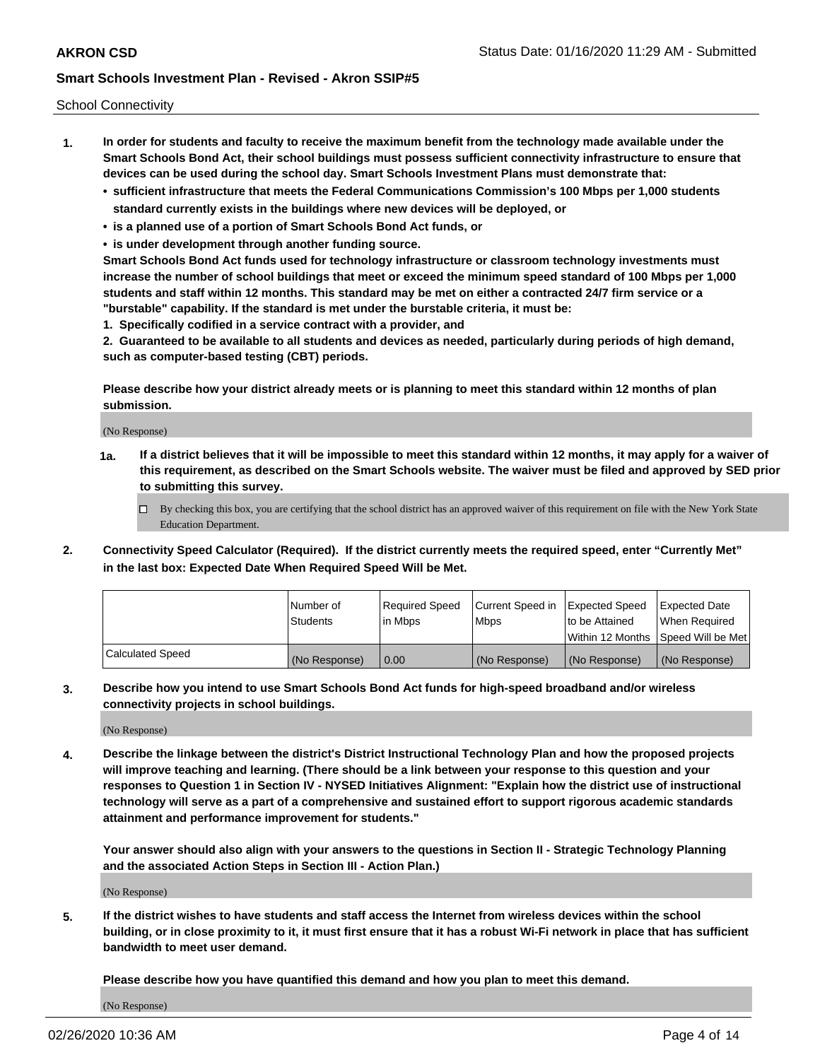School Connectivity

1. **In order for students and faculty to receive the maximum benefit from the technology made available under the Smart Schools Bond Act, their school buildings must possess sufficient connectivity infrastructure to ensure that devices can be used during the school day. Smart Schools Investment Plans must demonstrate that:**
   - **sufficient infrastructure that meets the Federal Communications Commission's 100 Mbps per 1,000 students standard currently exists in the buildings where new devices will be deployed, or**
   - **is a planned use of a portion of Smart Schools Bond Act funds, or**
   - **is under development through another funding source.**

   **Smart Schools Bond Act funds used for technology infrastructure or classroom technology investments must increase the number of school buildings that meet or exceed the minimum speed standard of 100 Mbps per 1,000 students and staff within 12 months. This standard may be met on either a contracted 24/7 firm service or a "burstable" capability. If the standard is met under the burstable criteria, it must be:**

   **1. Specifically codified in a service contract with a provider, and**

   **2. Guaranteed to be available to all students and devices as needed, particularly during periods of high demand, such as computer-based testing (CBT) periods.**

   **Please describe how your district already meets or is planning to meet this standard within 12 months of plan submission.**

   (No Response)

   **1a. If a district believes that it will be impossible to meet this standard within 12 months, it may apply for a waiver of this requirement, as described on the Smart Schools website. The waiver must be filed and approved by SED prior to submitting this survey.**

   ☐ By checking this box, you are certifying that the school district has an approved waiver of this requirement on file with the New York State Education Department.

2. **Connectivity Speed Calculator (Required). If the district currently meets the required speed, enter "Currently Met" in the last box: Expected Date When Required Speed Will be Met.**

| | Number of Students | Required Speed in Mbps | Current Speed in Mbps | Expected Speed to be Attained Within 12 Months | Expected Date When Required Speed Will be Met |
|---|---|---|---|---|---|
| Calculated Speed | (No Response) | 0.00 | (No Response) | (No Response) | (No Response) |

3. **Describe how you intend to use Smart Schools Bond Act funds for high-speed broadband and/or wireless connectivity projects in school buildings.**

   (No Response)

4. **Describe the linkage between the district's District Instructional Technology Plan and how the proposed projects will improve teaching and learning. (There should be a link between your response to this question and your responses to Question 1 in Section IV - NYSED Initiatives Alignment: "Explain how the district use of instructional technology will serve as a part of a comprehensive and sustained effort to support rigorous academic standards attainment and performance improvement for students."**

   **Your answer should also align with your answers to the questions in Section II - Strategic Technology Planning and the associated Action Steps in Section III - Action Plan.)**

   (No Response)

5. **If the district wishes to have students and staff access the Internet from wireless devices within the school building, or in close proximity to it, it must first ensure that it has a robust Wi-Fi network in place that has sufficient bandwidth to meet user demand.**

   **Please describe how you have quantified this demand and how you plan to meet this demand.**

   (No Response)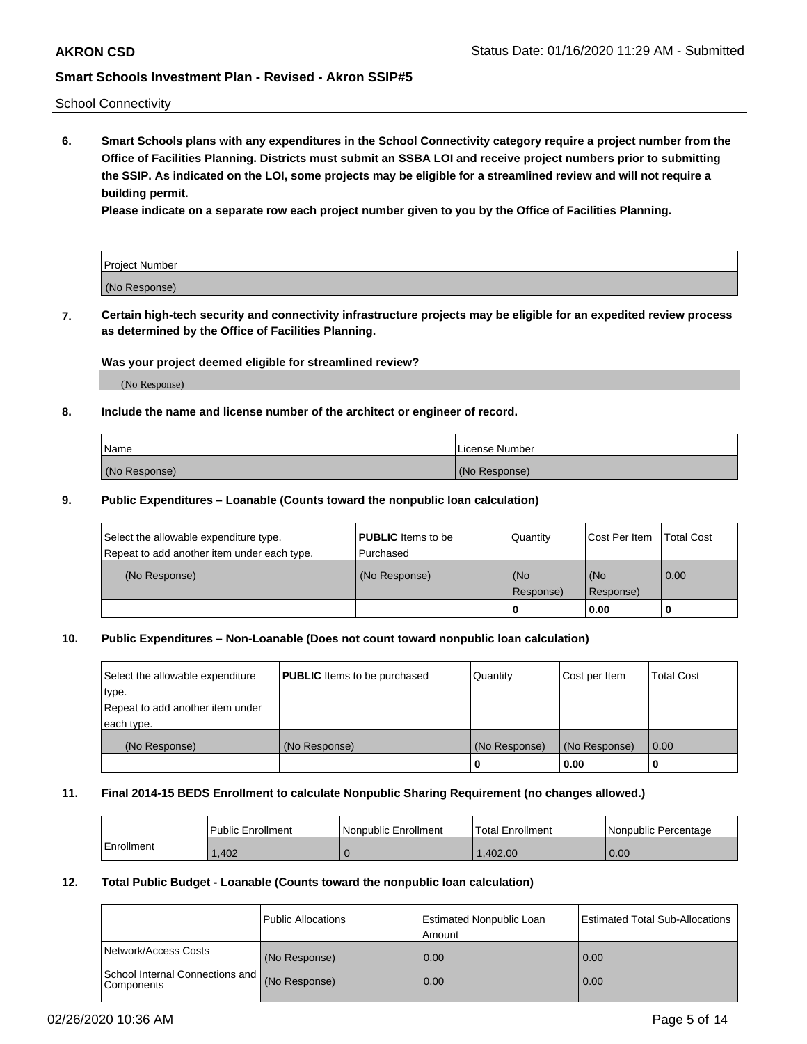School Connectivity

**6. Smart Schools plans with any expenditures in the School Connectivity category require a project number from the Office of Facilities Planning. Districts must submit an SSBA LOI and receive project numbers prior to submitting the SSIP. As indicated on the LOI, some projects may be eligible for a streamlined review and will not require a building permit.**

**Please indicate on a separate row each project number given to you by the Office of Facilities Planning.**

| Project Number |
| --- |
| (No Response) |

**7. Certain high-tech security and connectivity infrastructure projects may be eligible for an expedited review process as determined by the Office of Facilities Planning.**

**Was your project deemed eligible for streamlined review?**

(No Response)

**8. Include the name and license number of the architect or engineer of record.**

| Name | License Number |
| --- | --- |
| (No Response) | (No Response) |

**9. Public Expenditures – Loanable (Counts toward the nonpublic loan calculation)**

| Select the allowable expenditure type. Repeat to add another item under each type. | **PUBLIC** Items to be Purchased | Quantity | Cost Per Item | Total Cost |
| --- | --- | --- | --- | --- |
| (No Response) | (No Response) | (No Response) | (No Response) | 0.00 |
| | | 0 | 0.00 | 0 |

**10. Public Expenditures – Non-Loanable (Does not count toward nonpublic loan calculation)**

| Select the allowable expenditure type. Repeat to add another item under each type. | **PUBLIC** Items to be purchased | Quantity | Cost per Item | Total Cost |
| --- | --- | --- | --- | --- |
| (No Response) | (No Response) | (No Response) | (No Response) | 0.00 |
| | | 0 | 0.00 | 0 |

**11. Final 2014-15 BEDS Enrollment to calculate Nonpublic Sharing Requirement (no changes allowed.)**

| | Public Enrollment | Nonpublic Enrollment | Total Enrollment | Nonpublic Percentage |
| --- | --- | --- | --- | --- |
| Enrollment | 1,402 | 0 | 1,402.00 | 0.00 |

**12. Total Public Budget - Loanable (Counts toward the nonpublic loan calculation)**

| | Public Allocations | Estimated Nonpublic Loan Amount | Estimated Total Sub-Allocations |
| --- | --- | --- | --- |
| Network/Access Costs | (No Response) | 0.00 | 0.00 |
| School Internal Connections and Components | (No Response) | 0.00 | 0.00 |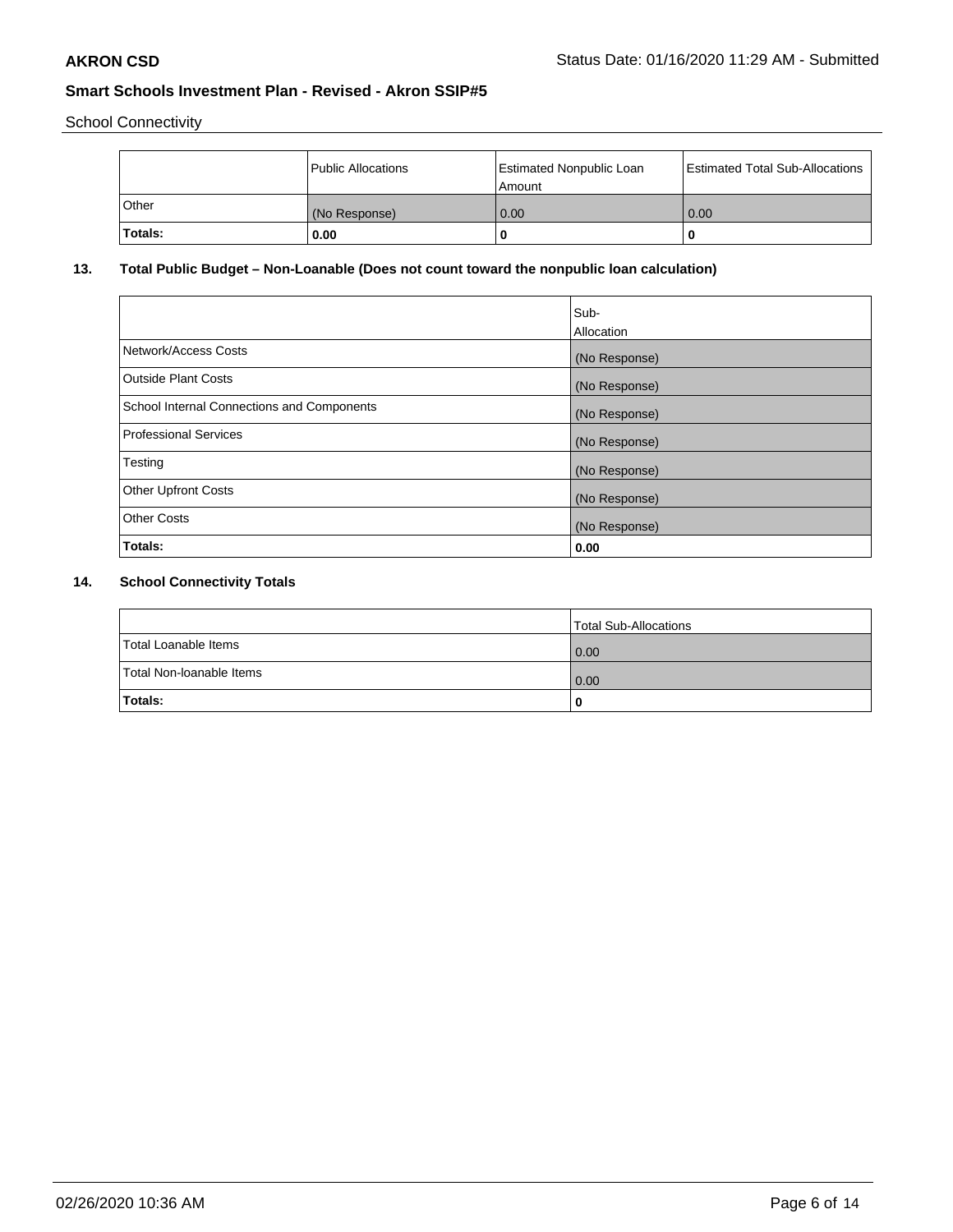School Connectivity

| | Public Allocations | Estimated Nonpublic Loan Amount | Estimated Total Sub-Allocations |
|---|---|---|---|
| Other | (No Response) | 0.00 | 0.00 |
| **Totals:** | **0.00** | **0** | **0** |

## 13. Total Public Budget – Non-Loanable (Does not count toward the nonpublic loan calculation)

| | Sub-Allocation |
|---|---|
| Network/Access Costs | (No Response) |
| Outside Plant Costs | (No Response) |
| School Internal Connections and Components | (No Response) |
| Professional Services | (No Response) |
| Testing | (No Response) |
| Other Upfront Costs | (No Response) |
| Other Costs | (No Response) |
| **Totals:** | **0.00** |

## 14. School Connectivity Totals

| | Total Sub-Allocations |
|---|---|
| Total Loanable Items | 0.00 |
| Total Non-loanable Items | 0.00 |
| **Totals:** | **0** |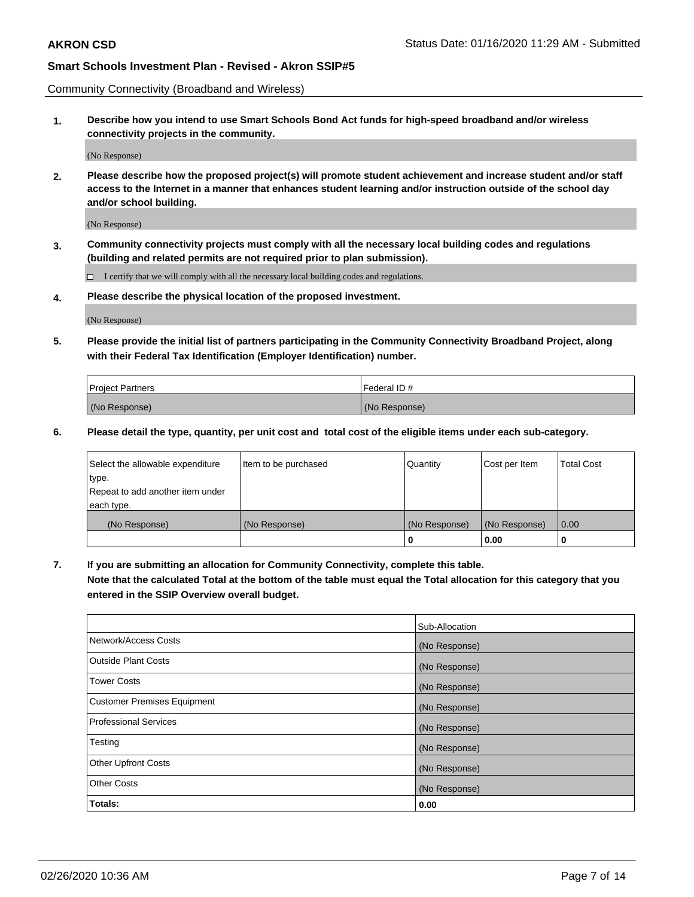Community Connectivity (Broadband and Wireless)

**1. Describe how you intend to use Smart Schools Bond Act funds for high-speed broadband and/or wireless connectivity projects in the community.**

(No Response)

**2. Please describe how the proposed project(s) will promote student achievement and increase student and/or staff access to the Internet in a manner that enhances student learning and/or instruction outside of the school day and/or school building.**

(No Response)

**3. Community connectivity projects must comply with all the necessary local building codes and regulations (building and related permits are not required prior to plan submission).**

☐ I certify that we will comply with all the necessary local building codes and regulations.

**4. Please describe the physical location of the proposed investment.**

(No Response)

**5. Please provide the initial list of partners participating in the Community Connectivity Broadband Project, along with their Federal Tax Identification (Employer Identification) number.**

| Project Partners | Federal ID # |
|---|---|
| (No Response) | (No Response) |

**6. Please detail the type, quantity, per unit cost and total cost of the eligible items under each sub-category.**

| Select the allowable expenditure type. Repeat to add another item under each type. | Item to be purchased | Quantity | Cost per Item | Total Cost |
|---|---|---|---|---|
| (No Response) | (No Response) | (No Response) | (No Response) | 0.00 |
| | | **0** | **0.00** | **0** |

**7. If you are submitting an allocation for Community Connectivity, complete this table. Note that the calculated Total at the bottom of the table must equal the Total allocation for this category that you entered in the SSIP Overview overall budget.**

| | Sub-Allocation |
|---|---|
| Network/Access Costs | (No Response) |
| Outside Plant Costs | (No Response) |
| Tower Costs | (No Response) |
| Customer Premises Equipment | (No Response) |
| Professional Services | (No Response) |
| Testing | (No Response) |
| Other Upfront Costs | (No Response) |
| Other Costs | (No Response) |
| **Totals:** | **0.00** |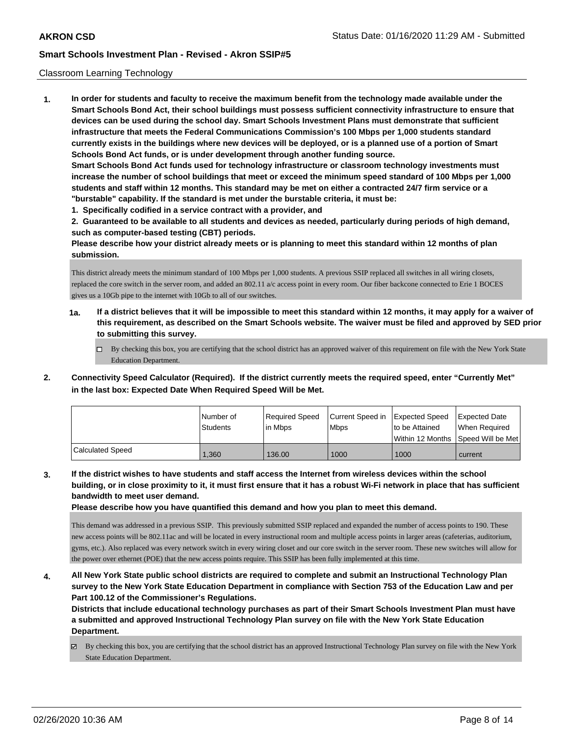Classroom Learning Technology

**1. In order for students and faculty to receive the maximum benefit from the technology made available under the Smart Schools Bond Act, their school buildings must possess sufficient connectivity infrastructure to ensure that devices can be used during the school day. Smart Schools Investment Plans must demonstrate that sufficient infrastructure that meets the Federal Communications Commission's 100 Mbps per 1,000 students standard currently exists in the buildings where new devices will be deployed, or is a planned use of a portion of Smart Schools Bond Act funds, or is under development through another funding source.**

**Smart Schools Bond Act funds used for technology infrastructure or classroom technology investments must increase the number of school buildings that meet or exceed the minimum speed standard of 100 Mbps per 1,000 students and staff within 12 months. This standard may be met on either a contracted 24/7 firm service or a "burstable" capability. If the standard is met under the burstable criteria, it must be:**

**1. Specifically codified in a service contract with a provider, and**

**2. Guaranteed to be available to all students and devices as needed, particularly during periods of high demand, such as computer-based testing (CBT) periods.**

**Please describe how your district already meets or is planning to meet this standard within 12 months of plan submission.**

This district already meets the minimum standard of 100 Mbps per 1,000 students. A previous SSIP replaced all switches in all wiring closets, replaced the core switch in the server room, and added an 802.11 a/c access point in every room. Our fiber backcone connected to Erie 1 BOCES gives us a 10Gb pipe to the internet with 10Gb to all of our switches.

**1a. If a district believes that it will be impossible to meet this standard within 12 months, it may apply for a waiver of this requirement, as described on the Smart Schools website. The waiver must be filed and approved by SED prior to submitting this survey.**

- [ ] By checking this box, you are certifying that the school district has an approved waiver of this requirement on file with the New York State Education Department.

**2. Connectivity Speed Calculator (Required). If the district currently meets the required speed, enter "Currently Met" in the last box: Expected Date When Required Speed Will be Met.**

| | Number of Students | Required Speed in Mbps | Current Speed in Mbps | Expected Speed to be Attained Within 12 Months | Expected Date When Required Speed Will be Met |
|---|---|---|---|---|---|
| Calculated Speed | 1,360 | 136.00 | 1000 | 1000 | current |

**3. If the district wishes to have students and staff access the Internet from wireless devices within the school building, or in close proximity to it, it must first ensure that it has a robust Wi-Fi network in place that has sufficient bandwidth to meet user demand.**

**Please describe how you have quantified this demand and how you plan to meet this demand.**

This demand was addressed in a previous SSIP. This previously submitted SSIP replaced and expanded the number of access points to 190. These new access points will be 802.11ac and will be located in every instructional room and multiple access points in larger areas (cafeterias, auditorium, gyms, etc.). Also replaced was every network switch in every wiring closet and our core switch in the server room. These new switches will allow for the power over ethernet (POE) that the new access points require. This SSIP has been fully implemented at this time.

**4. All New York State public school districts are required to complete and submit an Instructional Technology Plan survey to the New York State Education Department in compliance with Section 753 of the Education Law and per Part 100.12 of the Commissioner's Regulations.**

**Districts that include educational technology purchases as part of their Smart Schools Investment Plan must have a submitted and approved Instructional Technology Plan survey on file with the New York State Education Department.**

- [x] By checking this box, you are certifying that the school district has an approved Instructional Technology Plan survey on file with the New York State Education Department.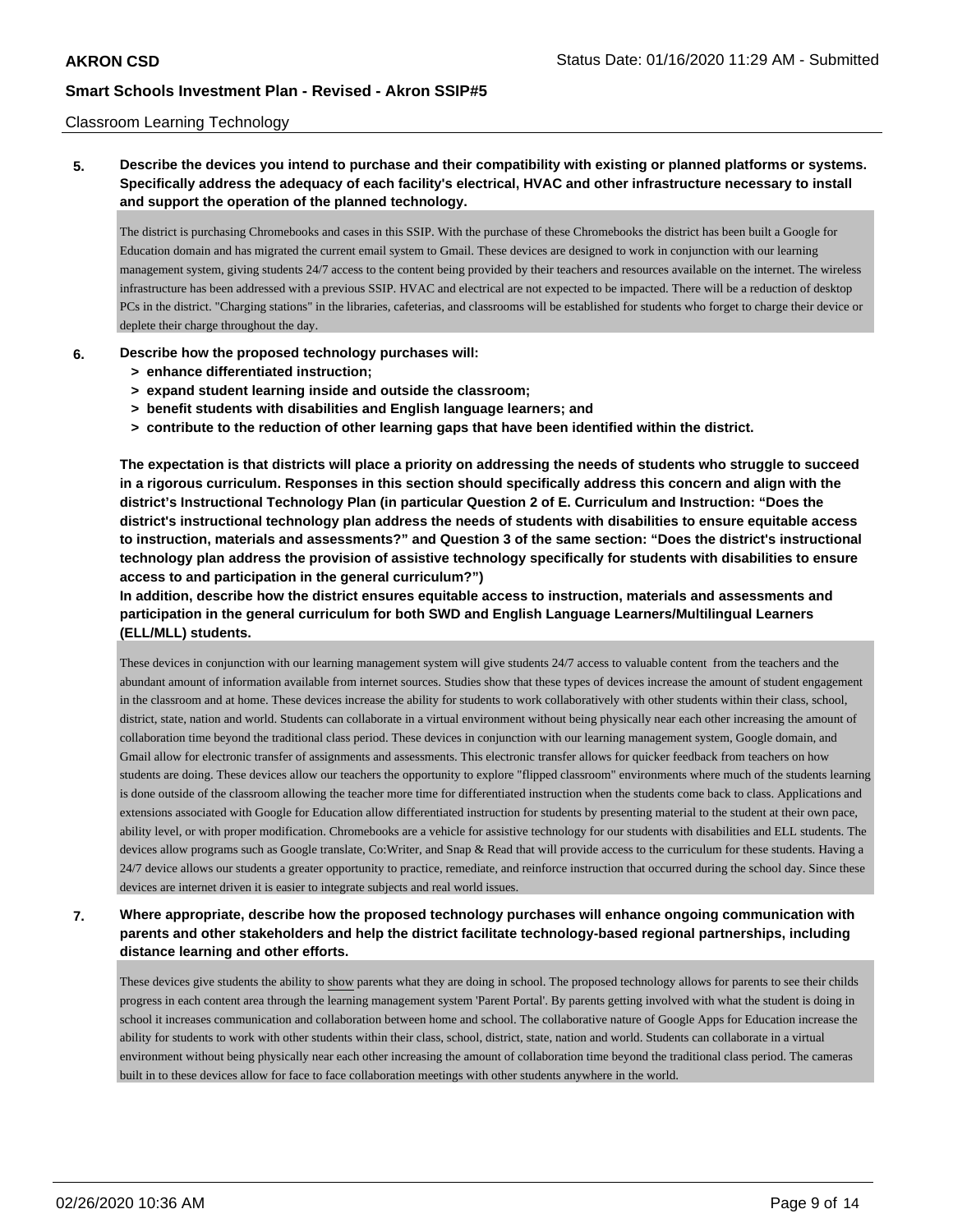Classroom Learning Technology

**5. Describe the devices you intend to purchase and their compatibility with existing or planned platforms or systems. Specifically address the adequacy of each facility's electrical, HVAC and other infrastructure necessary to install and support the operation of the planned technology.**

The district is purchasing Chromebooks and cases in this SSIP. With the purchase of these Chromebooks the district has been built a Google for Education domain and has migrated the current email system to Gmail. These devices are designed to work in conjunction with our learning management system, giving students 24/7 access to the content being provided by their teachers and resources available on the internet. The wireless infrastructure has been addressed with a previous SSIP. HVAC and electrical are not expected to be impacted. There will be a reduction of desktop PCs in the district. "Charging stations" in the libraries, cafeterias, and classrooms will be established for students who forget to charge their device or deplete their charge throughout the day.

**6. Describe how the proposed technology purchases will:**

- **> enhance differentiated instruction;**
- **> expand student learning inside and outside the classroom;**
- **> benefit students with disabilities and English language learners; and**
- **> contribute to the reduction of other learning gaps that have been identified within the district.**

**The expectation is that districts will place a priority on addressing the needs of students who struggle to succeed in a rigorous curriculum. Responses in this section should specifically address this concern and align with the district's Instructional Technology Plan (in particular Question 2 of E. Curriculum and Instruction: "Does the district's instructional technology plan address the needs of students with disabilities to ensure equitable access to instruction, materials and assessments?" and Question 3 of the same section: "Does the district's instructional technology plan address the provision of assistive technology specifically for students with disabilities to ensure access to and participation in the general curriculum?")**

**In addition, describe how the district ensures equitable access to instruction, materials and assessments and participation in the general curriculum for both SWD and English Language Learners/Multilingual Learners (ELL/MLL) students.**

These devices in conjunction with our learning management system will give students 24/7 access to valuable content from the teachers and the abundant amount of information available from internet sources. Studies show that these types of devices increase the amount of student engagement in the classroom and at home. These devices increase the ability for students to work collaboratively with other students within their class, school, district, state, nation and world. Students can collaborate in a virtual environment without being physically near each other increasing the amount of collaboration time beyond the traditional class period. These devices in conjunction with our learning management system, Google domain, and Gmail allow for electronic transfer of assignments and assessments. This electronic transfer allows for quicker feedback from teachers on how students are doing. These devices allow our teachers the opportunity to explore "flipped classroom" environments where much of the students learning is done outside of the classroom allowing the teacher more time for differentiated instruction when the students come back to class. Applications and extensions associated with Google for Education allow differentiated instruction for students by presenting material to the student at their own pace, ability level, or with proper modification. Chromebooks are a vehicle for assistive technology for our students with disabilities and ELL students. The devices allow programs such as Google translate, Co:Writer, and Snap & Read that will provide access to the curriculum for these students. Having a 24/7 device allows our students a greater opportunity to practice, remediate, and reinforce instruction that occurred during the school day. Since these devices are internet driven it is easier to integrate subjects and real world issues.

**7. Where appropriate, describe how the proposed technology purchases will enhance ongoing communication with parents and other stakeholders and help the district facilitate technology-based regional partnerships, including distance learning and other efforts.**

These devices give students the ability to show parents what they are doing in school. The proposed technology allows for parents to see their childs progress in each content area through the learning management system 'Parent Portal'. By parents getting involved with what the student is doing in school it increases communication and collaboration between home and school. The collaborative nature of Google Apps for Education increase the ability for students to work with other students within their class, school, district, state, nation and world. Students can collaborate in a virtual environment without being physically near each other increasing the amount of collaboration time beyond the traditional class period. The cameras built in to these devices allow for face to face collaboration meetings with other students anywhere in the world.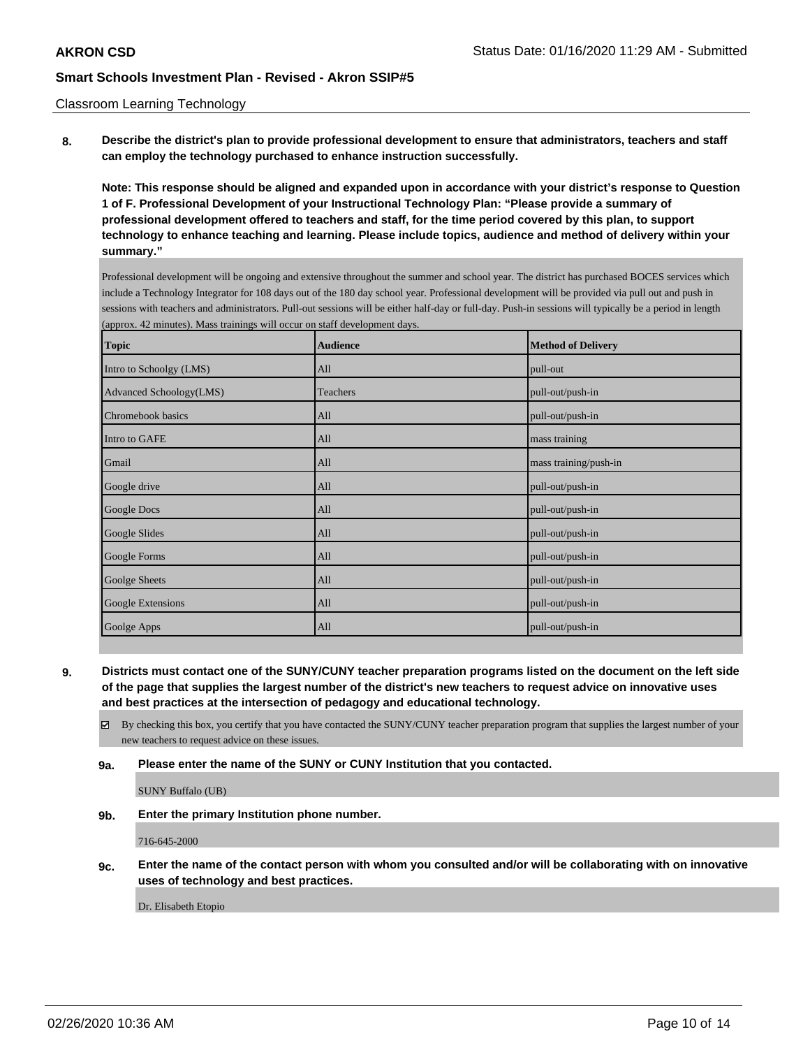Classroom Learning Technology

**8. Describe the district's plan to provide professional development to ensure that administrators, teachers and staff can employ the technology purchased to enhance instruction successfully.**

**Note: This response should be aligned and expanded upon in accordance with your district's response to Question 1 of F. Professional Development of your Instructional Technology Plan: "Please provide a summary of professional development offered to teachers and staff, for the time period covered by this plan, to support technology to enhance teaching and learning. Please include topics, audience and method of delivery within your summary."**

Professional development will be ongoing and extensive throughout the summer and school year. The district has purchased BOCES services which include a Technology Integrator for 108 days out of the 180 day school year. Professional development will be provided via pull out and push in sessions with teachers and administrators. Pull-out sessions will be either half-day or full-day. Push-in sessions will typically be a period in length (approx. 42 minutes). Mass trainings will occur on staff development days.

| Topic | Audience | Method of Delivery |
|---|---|---|
| Intro to Schoolgy (LMS) | All | pull-out |
| Advanced Schoology(LMS) | Teachers | pull-out/push-in |
| Chromebook basics | All | pull-out/push-in |
| Intro to GAFE | All | mass training |
| Gmail | All | mass training/push-in |
| Google drive | All | pull-out/push-in |
| Google Docs | All | pull-out/push-in |
| Google Slides | All | pull-out/push-in |
| Google Forms | All | pull-out/push-in |
| Goolge Sheets | All | pull-out/push-in |
| Google Extensions | All | pull-out/push-in |
| Goolge Apps | All | pull-out/push-in |

**9. Districts must contact one of the SUNY/CUNY teacher preparation programs listed on the document on the left side of the page that supplies the largest number of the district's new teachers to request advice on innovative uses and best practices at the intersection of pedagogy and educational technology.**

☑ By checking this box, you certify that you have contacted the SUNY/CUNY teacher preparation program that supplies the largest number of your new teachers to request advice on these issues.

**9a. Please enter the name of the SUNY or CUNY Institution that you contacted.**

SUNY Buffalo (UB)

**9b. Enter the primary Institution phone number.**

716-645-2000

**9c. Enter the name of the contact person with whom you consulted and/or will be collaborating with on innovative uses of technology and best practices.**

Dr. Elisabeth Etopio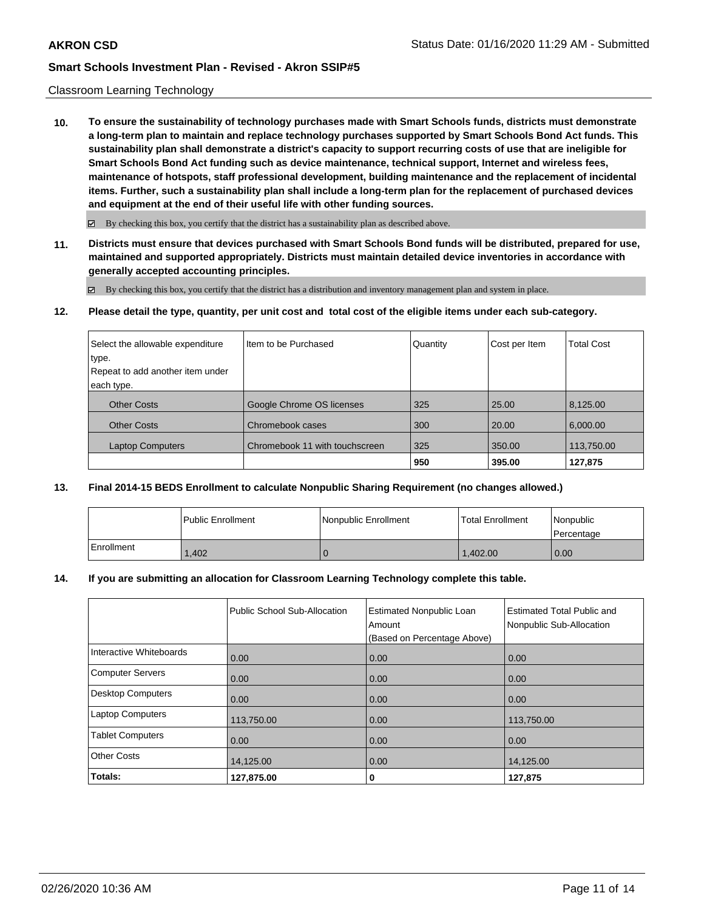Classroom Learning Technology

**10. To ensure the sustainability of technology purchases made with Smart Schools funds, districts must demonstrate a long-term plan to maintain and replace technology purchases supported by Smart Schools Bond Act funds. This sustainability plan shall demonstrate a district's capacity to support recurring costs of use that are ineligible for Smart Schools Bond Act funding such as device maintenance, technical support, Internet and wireless fees, maintenance of hotspots, staff professional development, building maintenance and the replacement of incidental items. Further, such a sustainability plan shall include a long-term plan for the replacement of purchased devices and equipment at the end of their useful life with other funding sources.**

☑ By checking this box, you certify that the district has a sustainability plan as described above.

**11. Districts must ensure that devices purchased with Smart Schools Bond funds will be distributed, prepared for use, maintained and supported appropriately. Districts must maintain detailed device inventories in accordance with generally accepted accounting principles.**

☑ By checking this box, you certify that the district has a distribution and inventory management plan and system in place.

**12. Please detail the type, quantity, per unit cost and total cost of the eligible items under each sub-category.**

| Select the allowable expenditure type. Repeat to add another item under each type. | Item to be Purchased | Quantity | Cost per Item | Total Cost |
|---|---|---|---|---|
| Other Costs | Google Chrome OS licenses | 325 | 25.00 | 8,125.00 |
| Other Costs | Chromebook cases | 300 | 20.00 | 6,000.00 |
| Laptop Computers | Chromebook 11 with touchscreen | 325 | 350.00 | 113,750.00 |
| | | **950** | **395.00** | **127,875** |

**13. Final 2014-15 BEDS Enrollment to calculate Nonpublic Sharing Requirement (no changes allowed.)**

| | Public Enrollment | Nonpublic Enrollment | Total Enrollment | Nonpublic Percentage |
|---|---|---|---|---|
| Enrollment | 1,402 | 0 | 1,402.00 | 0.00 |

**14. If you are submitting an allocation for Classroom Learning Technology complete this table.**

| | Public School Sub-Allocation | Estimated Nonpublic Loan Amount (Based on Percentage Above) | Estimated Total Public and Nonpublic Sub-Allocation |
|---|---|---|---|
| Interactive Whiteboards | 0.00 | 0.00 | 0.00 |
| Computer Servers | 0.00 | 0.00 | 0.00 |
| Desktop Computers | 0.00 | 0.00 | 0.00 |
| Laptop Computers | 113,750.00 | 0.00 | 113,750.00 |
| Tablet Computers | 0.00 | 0.00 | 0.00 |
| Other Costs | 14,125.00 | 0.00 | 14,125.00 |
| **Totals:** | **127,875.00** | **0** | **127,875** |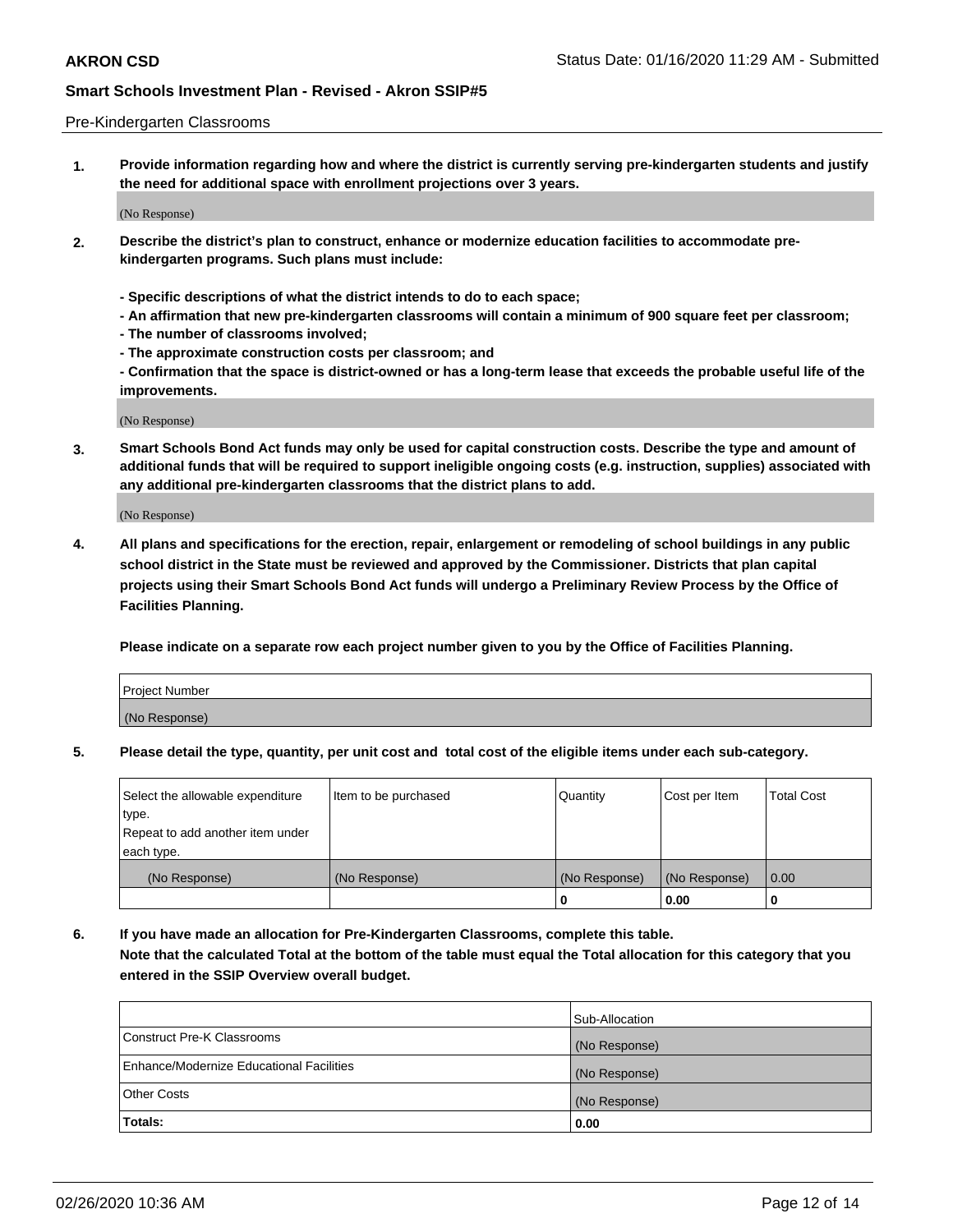Pre-Kindergarten Classrooms

**1. Provide information regarding how and where the district is currently serving pre-kindergarten students and justify the need for additional space with enrollment projections over 3 years.**

(No Response)

**2. Describe the district's plan to construct, enhance or modernize education facilities to accommodate pre-kindergarten programs. Such plans must include:**

**- Specific descriptions of what the district intends to do to each space;**
**- An affirmation that new pre-kindergarten classrooms will contain a minimum of 900 square feet per classroom;**
**- The number of classrooms involved;**
**- The approximate construction costs per classroom; and**
**- Confirmation that the space is district-owned or has a long-term lease that exceeds the probable useful life of the improvements.**

(No Response)

**3. Smart Schools Bond Act funds may only be used for capital construction costs. Describe the type and amount of additional funds that will be required to support ineligible ongoing costs (e.g. instruction, supplies) associated with any additional pre-kindergarten classrooms that the district plans to add.**

(No Response)

**4. All plans and specifications for the erection, repair, enlargement or remodeling of school buildings in any public school district in the State must be reviewed and approved by the Commissioner. Districts that plan capital projects using their Smart Schools Bond Act funds will undergo a Preliminary Review Process by the Office of Facilities Planning.**

**Please indicate on a separate row each project number given to you by the Office of Facilities Planning.**

| Project Number |
|---|
| (No Response) |

**5. Please detail the type, quantity, per unit cost and total cost of the eligible items under each sub-category.**

| Select the allowable expenditure type. Repeat to add another item under each type. | Item to be purchased | Quantity | Cost per Item | Total Cost |
|---|---|---|---|---|
| (No Response) | (No Response) | (No Response) | (No Response) | 0.00 |
| | | 0 | 0.00 | 0 |

**6. If you have made an allocation for Pre-Kindergarten Classrooms, complete this table. Note that the calculated Total at the bottom of the table must equal the Total allocation for this category that you entered in the SSIP Overview overall budget.**

| | Sub-Allocation |
|---|---|
| Construct Pre-K Classrooms | (No Response) |
| Enhance/Modernize Educational Facilities | (No Response) |
| Other Costs | (No Response) |
| **Totals:** | **0.00** |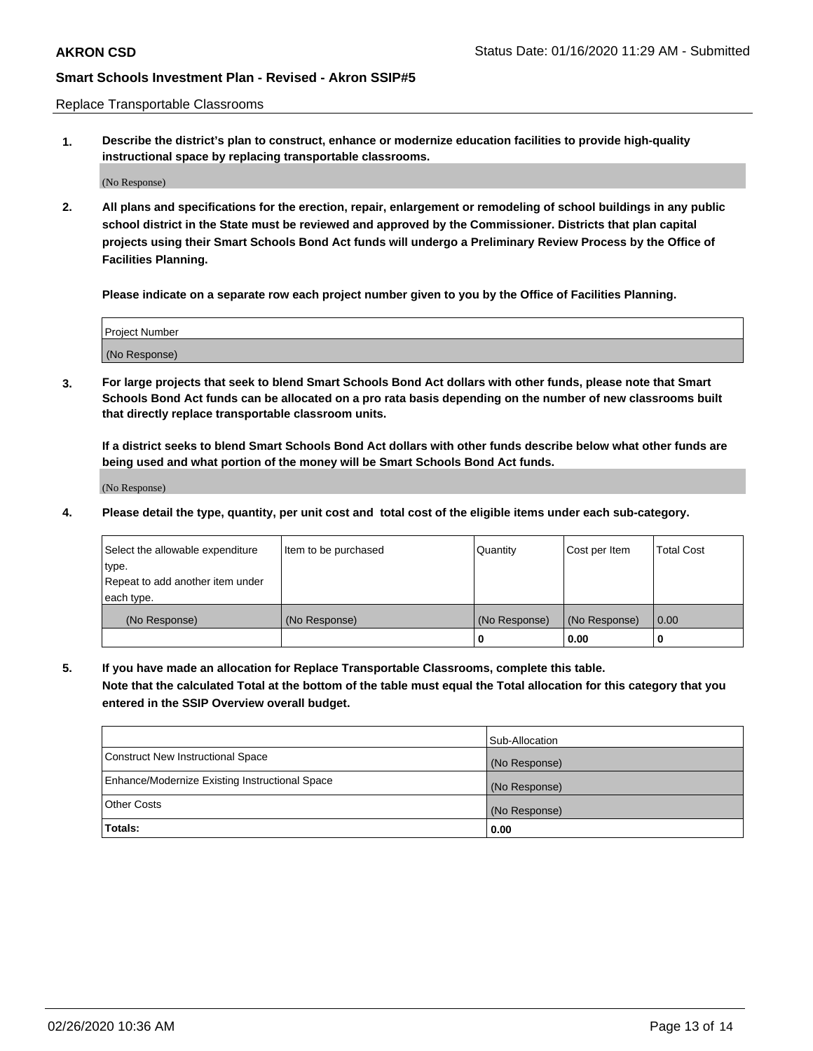Replace Transportable Classrooms

**1. Describe the district's plan to construct, enhance or modernize education facilities to provide high-quality instructional space by replacing transportable classrooms.**

(No Response)

**2. All plans and specifications for the erection, repair, enlargement or remodeling of school buildings in any public school district in the State must be reviewed and approved by the Commissioner. Districts that plan capital projects using their Smart Schools Bond Act funds will undergo a Preliminary Review Process by the Office of Facilities Planning.**

**Please indicate on a separate row each project number given to you by the Office of Facilities Planning.**

| Project Number |
|---|
| (No Response) |

**3. For large projects that seek to blend Smart Schools Bond Act dollars with other funds, please note that Smart Schools Bond Act funds can be allocated on a pro rata basis depending on the number of new classrooms built that directly replace transportable classroom units.**

**If a district seeks to blend Smart Schools Bond Act dollars with other funds describe below what other funds are being used and what portion of the money will be Smart Schools Bond Act funds.**

(No Response)

**4. Please detail the type, quantity, per unit cost and total cost of the eligible items under each sub-category.**

| Select the allowable expenditure type. Repeat to add another item under each type. | Item to be purchased | Quantity | Cost per Item | Total Cost |
|---|---|---|---|---|
| (No Response) | (No Response) | (No Response) | (No Response) | 0.00 |
| | | 0 | 0.00 | 0 |

**5. If you have made an allocation for Replace Transportable Classrooms, complete this table. Note that the calculated Total at the bottom of the table must equal the Total allocation for this category that you entered in the SSIP Overview overall budget.**

| | Sub-Allocation |
|---|---|
| Construct New Instructional Space | (No Response) |
| Enhance/Modernize Existing Instructional Space | (No Response) |
| Other Costs | (No Response) |
| **Totals:** | **0.00** |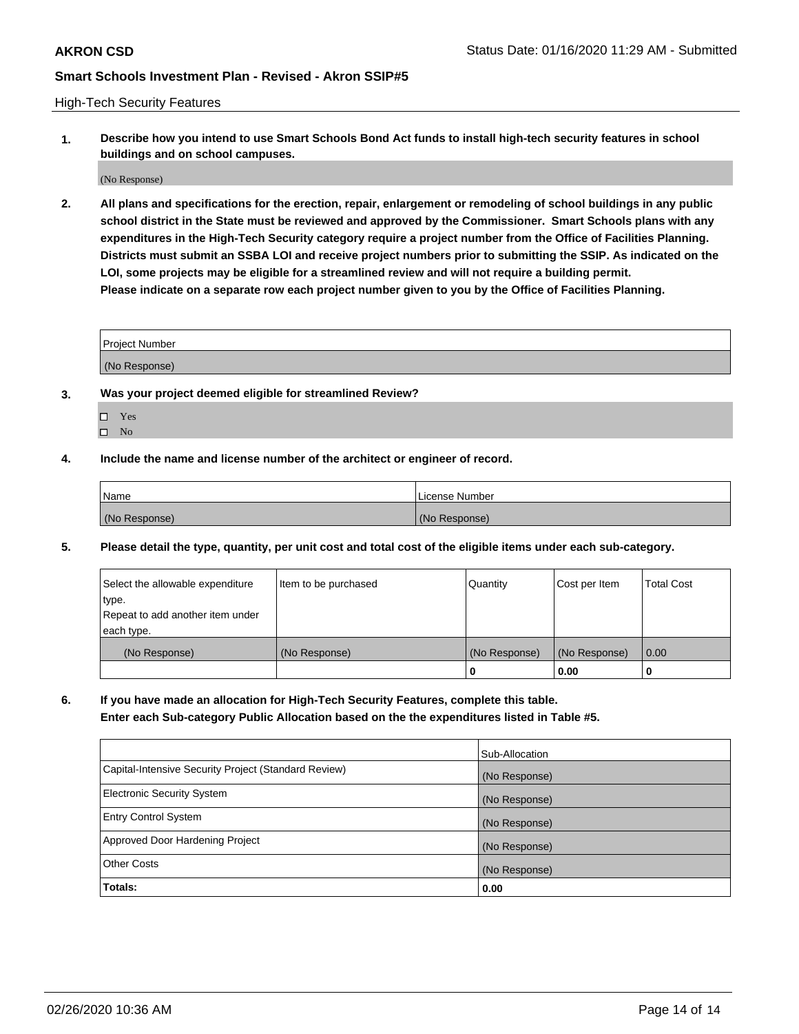High-Tech Security Features

**1. Describe how you intend to use Smart Schools Bond Act funds to install high-tech security features in school buildings and on school campuses.**

(No Response)

**2. All plans and specifications for the erection, repair, enlargement or remodeling of school buildings in any public school district in the State must be reviewed and approved by the Commissioner. Smart Schools plans with any expenditures in the High-Tech Security category require a project number from the Office of Facilities Planning. Districts must submit an SSBA LOI and receive project numbers prior to submitting the SSIP. As indicated on the LOI, some projects may be eligible for a streamlined review and will not require a building permit. Please indicate on a separate row each project number given to you by the Office of Facilities Planning.**

| Project Number |
|---|
| (No Response) |

**3. Was your project deemed eligible for streamlined Review?**

- ☐ Yes
- ☐ No

**4. Include the name and license number of the architect or engineer of record.**

| Name | License Number |
|---|---|
| (No Response) | (No Response) |

**5. Please detail the type, quantity, per unit cost and total cost of the eligible items under each sub-category.**

| Select the allowable expenditure type. Repeat to add another item under each type. | Item to be purchased | Quantity | Cost per Item | Total Cost |
|---|---|---|---|---|
| (No Response) | (No Response) | (No Response) | (No Response) | 0.00 |
| | | 0 | 0.00 | 0 |

**6. If you have made an allocation for High-Tech Security Features, complete this table. Enter each Sub-category Public Allocation based on the the expenditures listed in Table #5.**

| | Sub-Allocation |
|---|---|
| Capital-Intensive Security Project (Standard Review) | (No Response) |
| Electronic Security System | (No Response) |
| Entry Control System | (No Response) |
| Approved Door Hardening Project | (No Response) |
| Other Costs | (No Response) |
| **Totals:** | **0.00** |